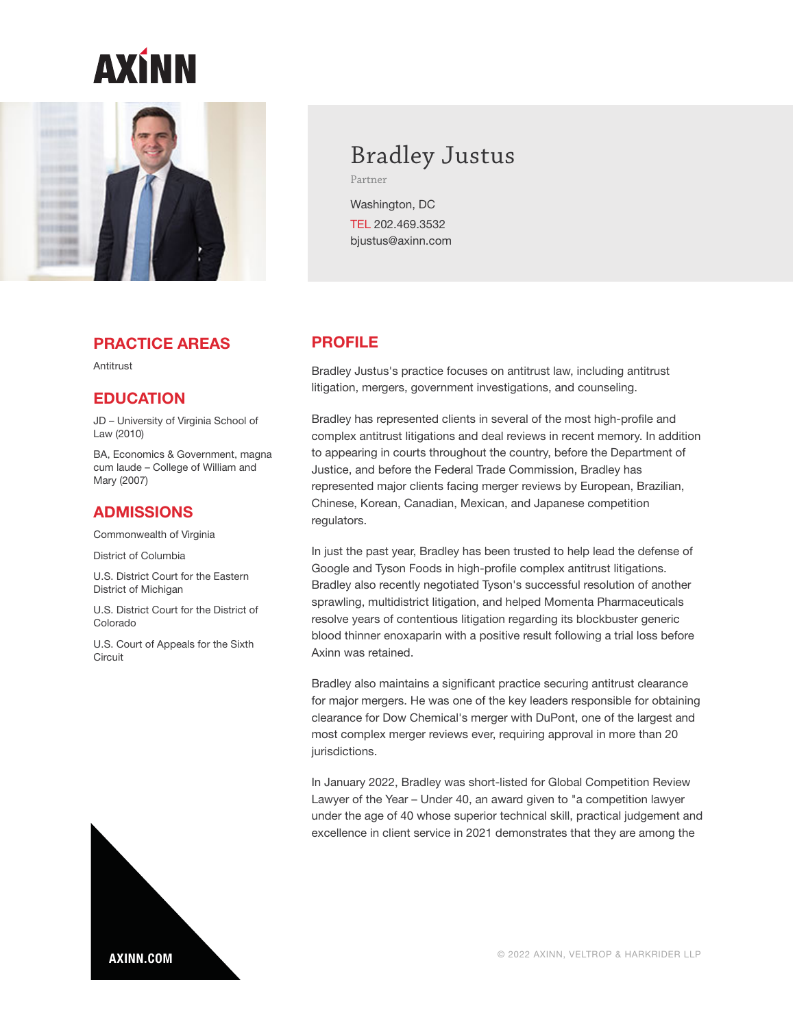# Bradley Justus

Partner

Washington, DC

TEL 202.469.3532

bjustus@axinn.com

## PRACTICE AREAS

Antitrust

## EDUCATION

JD – University of Virginia School of Law (2010)

BA, Economics & Government, magna cum laude – College of William and Mary (2007)

## ADMISSIONS

Commonwealth of Virginia

District of Columbia

U.S. District Court for the Eastern District of Michigan

U.S. District Court for the District of Colorado

U.S. Court of Appeals for the Sixth Circuit

## PROFILE

Bradley Justus's practice focuses on antitrust law, including antitrust litigation, mergers, government investigations, and counseling.

Bradley has represented clients in several of the most high-profile and complex antitrust litigations and deal reviews in recent memory. In addition to appearing in courts throughout the country, before the Department of Justice, and before the Federal Trade Commission, Bradley has represented major clients facing merger reviews by European, Brazilian, Chinese, Korean, Canadian, Mexican, and Japanese competition regulators.

In just the past year, Bradley has been trusted to help lead the defense of Google and Tyson Foods in high-profile complex antitrust litigations. Bradley also recently negotiated Tyson's successful resolution of another sprawling, multidistrict litigation, and helped Momenta Pharmaceuticals resolve years of contentious litigation regarding its blockbuster generic blood thinner enoxaparin with a positive result following a trial loss before Axinn was retained.

Bradley also maintains a significant practice securing antitrust clearance for major mergers. He was one of the key leaders responsible for obtaining clearance for Dow Chemical's merger with DuPont, one of the largest and most complex merger reviews ever, requiring approval in more than 20 jurisdictions.

In January 2022, Bradley was short-listed for Global Competition Review Lawyer of the Year – Under 40, an award given to "a competition lawyer under the age of 40 whose superior technical skill, practical judgement and excellence in client service in 2021 demonstrates that they are among the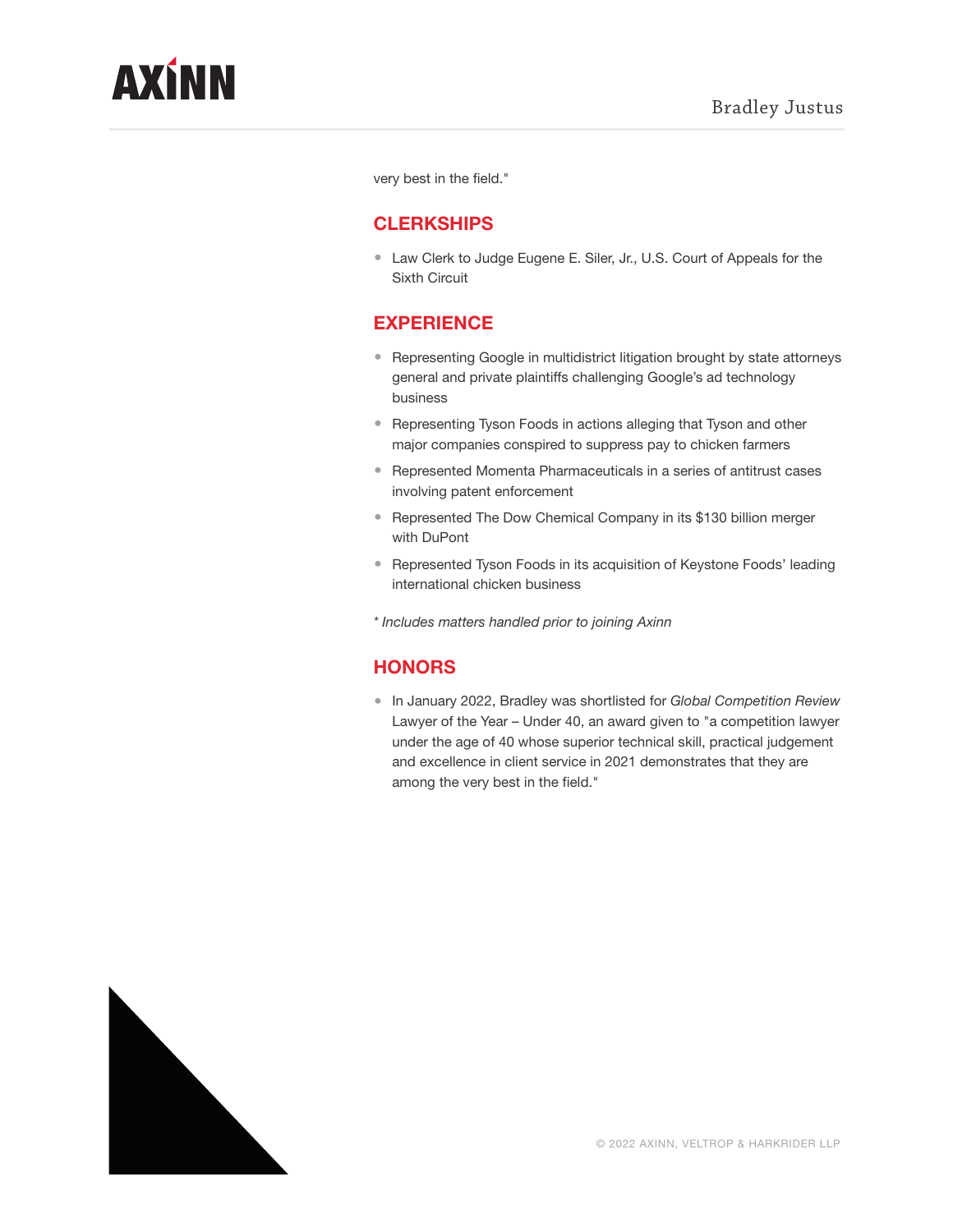very best in the field."

## CLERKSHIPS

- Law Clerk to Judge Eugene E. Siler, Jr., U.S. Court of Appeals for the Sixth Circuit

## EXPERIENCE

- Representing Google in multidistrict litigation brought by state attorneys general and private plaintiffs challenging Google's ad technology business
- Representing Tyson Foods in actions alleging that Tyson and other major companies conspired to suppress pay to chicken farmers
- Represented Momenta Pharmaceuticals in a series of antitrust cases involving patent enforcement
- Represented The Dow Chemical Company in its $130 billion merger with DuPont
- Represented Tyson Foods in its acquisition of Keystone Foods' leading international chicken business

*\* Includes matters handled prior to joining Axinn*

## HONORS

- In January 2022, Bradley was shortlisted for *Global Competition Review* Lawyer of the Year – Under 40, an award given to "a competition lawyer under the age of 40 whose superior technical skill, practical judgement and excellence in client service in 2021 demonstrates that they are among the very best in the field."

© 2022 AXINN, VELTROP & HARKRIDER LLP